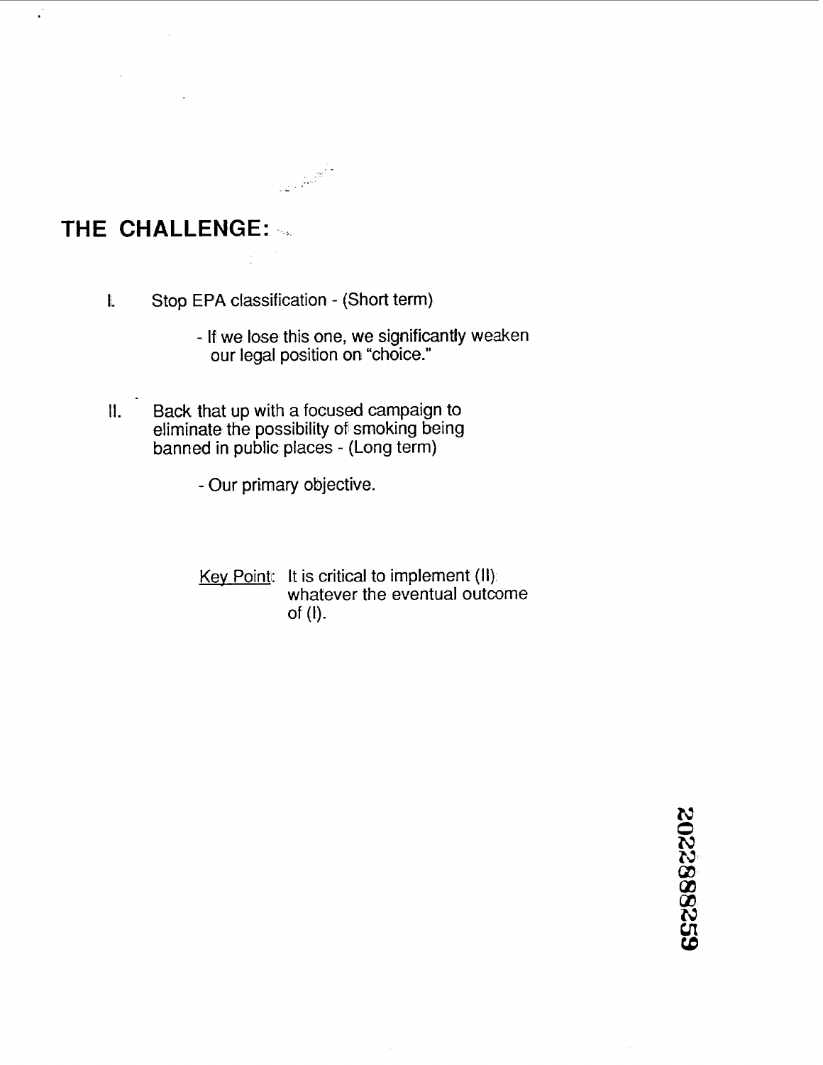# THE CHALLENGE:

I. Stop EPA classification - (Short term)

   - If we lose this one, we significantly weaken our legal position on "choice."

II. Back that up with a focused campaign to eliminate the possibility of smoking being banned in public places - (Long term)

   - Our primary objective.

<u>Key Point</u>: It is critical to implement (II) whatever the eventual outcome of (I).

2022888259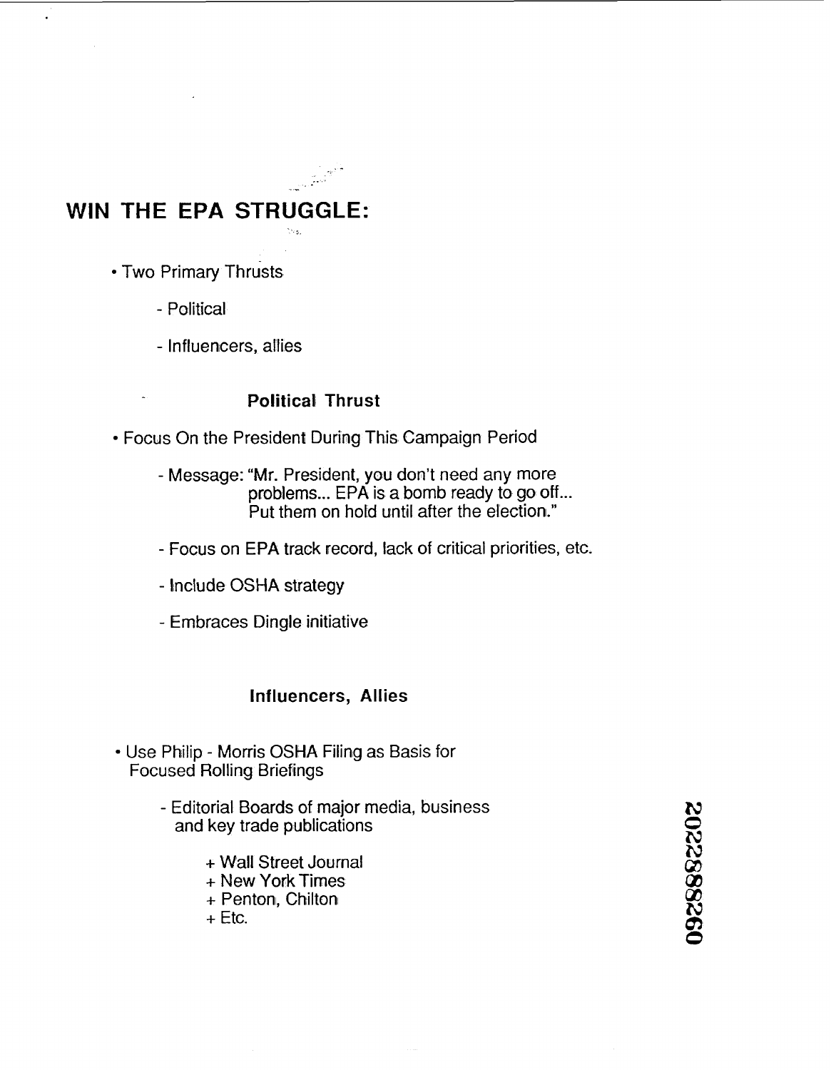# WIN THE EPA STRUGGLE:

- Two Primary Thrusts
  - Political
  - Influencers, allies

### Political Thrust

- Focus On the President During This Campaign Period
  - Message: "Mr. President, you don't need any more problems... EPA is a bomb ready to go off... Put them on hold until after the election."
  - Focus on EPA track record, lack of critical priorities, etc.
  - Include OSHA strategy
  - Embraces Dingle initiative

### Influencers, Allies

- Use Philip - Morris OSHA Filing as Basis for Focused Rolling Briefings
  - Editorial Boards of major media, business and key trade publications
    + Wall Street Journal
    + New York Times
    + Penton, Chilton
    + Etc.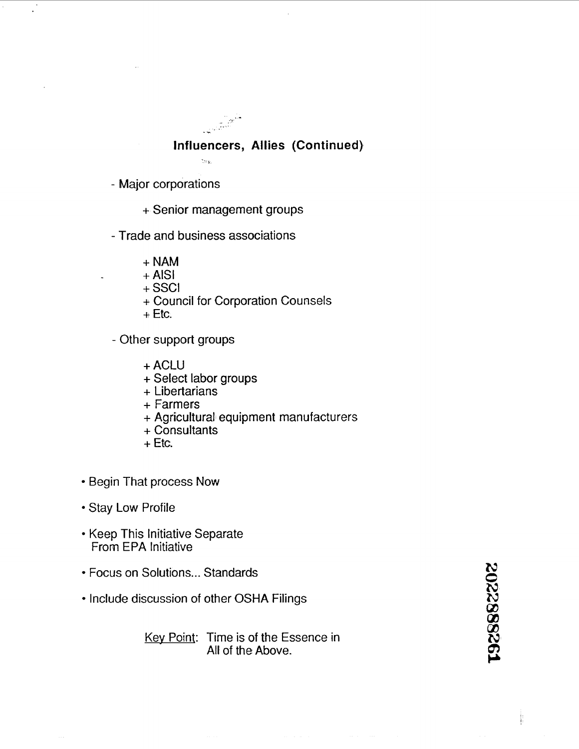## Influencers, Allies (Continued)

- Major corporations
  - + Senior management groups
- Trade and business associations
  - + NAM
  - + AISI
  - + SSCI
  - + Council for Corporation Counsels
  - + Etc.
- Other support groups
  - + ACLU
  - + Select labor groups
  - + Libertarians
  - + Farmers
  - + Agricultural equipment manufacturers
  - + Consultants
  - + Etc.

- Begin That process Now
- Stay Low Profile
- Keep This Initiative Separate From EPA Initiative
- Focus on Solutions... Standards
- Include discussion of other OSHA Filings

<u>Key Point</u>: Time is of the Essence in All of the Above.

2022888261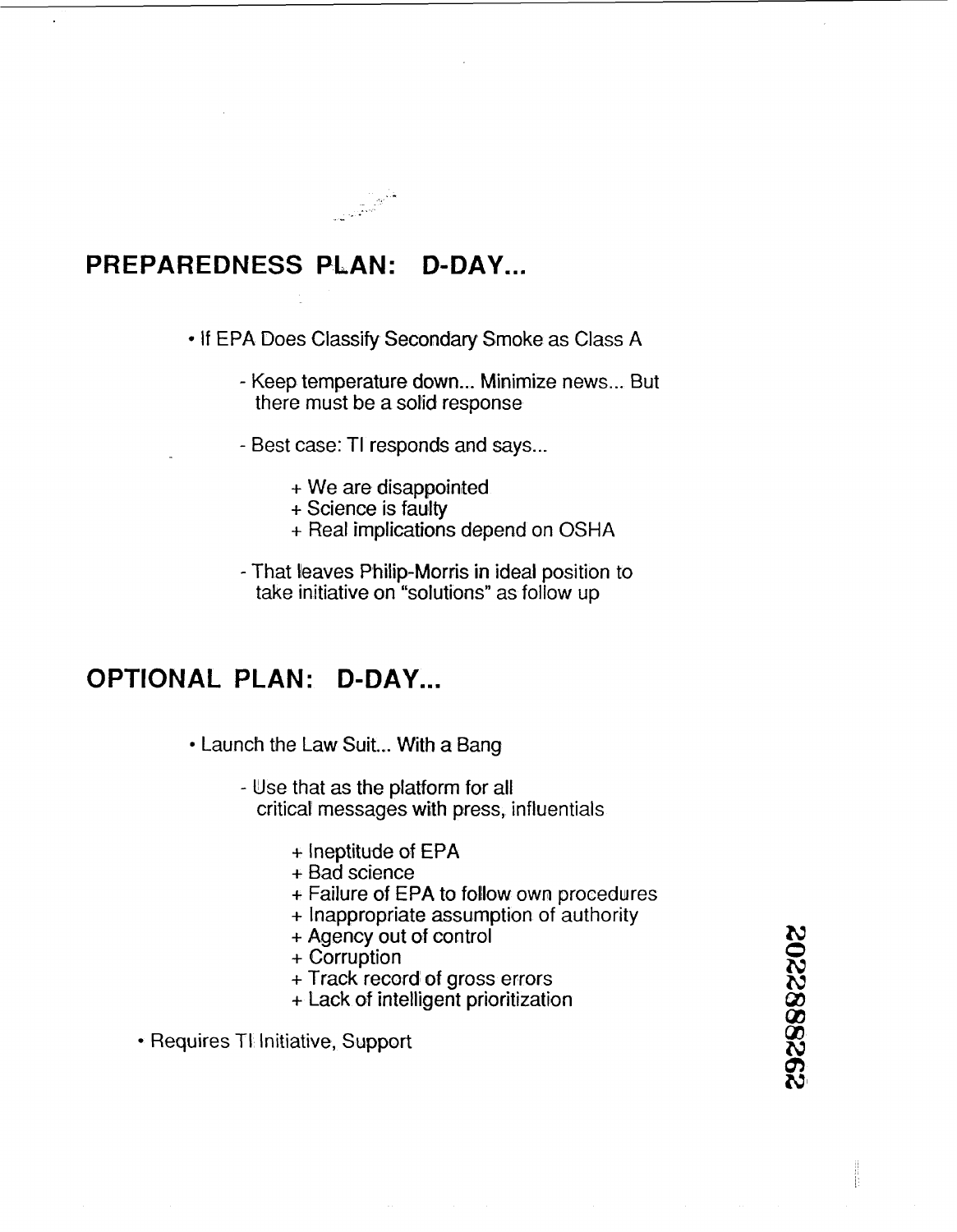## PREPAREDNESS PLAN: D-DAY...

- If EPA Does Classify Secondary Smoke as Class A
  - Keep temperature down... Minimize news... But there must be a solid response
  - Best case: TI responds and says...
    - + We are disappointed
    - + Science is faulty
    - + Real implications depend on OSHA
  - That leaves Philip-Morris in ideal position to take initiative on "solutions" as follow up

## OPTIONAL PLAN: D-DAY...

- Launch the Law Suit... With a Bang
  - Use that as the platform for all critical messages with press, influentials
    - + Ineptitude of EPA
    - + Bad science
    - + Failure of EPA to follow own procedures
    - + Inappropriate assumption of authority
    - + Agency out of control
    - + Corruption
    - + Track record of gross errors
    - + Lack of intelligent prioritization
- Requires TI Initiative, Support

2022888262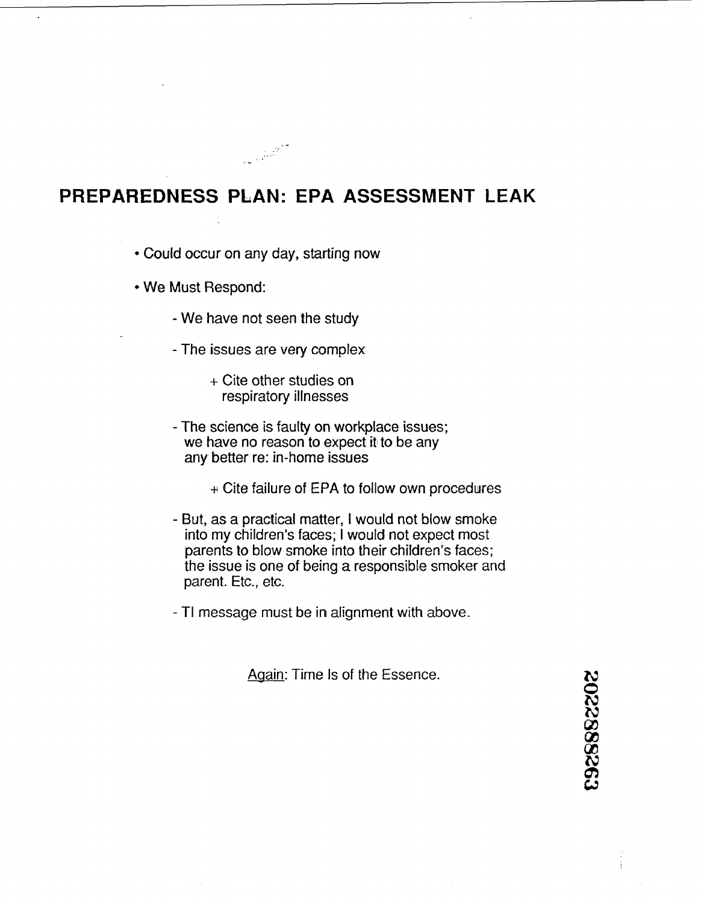# PREPAREDNESS PLAN: EPA ASSESSMENT LEAK

- Could occur on any day, starting now
- We Must Respond:
  - We have not seen the study
  - The issues are very complex
    - + Cite other studies on respiratory illnesses
  - The science is faulty on workplace issues; we have no reason to expect it to be any any better re: in-home issues
    - + Cite failure of EPA to follow own procedures
  - But, as a practical matter, I would not blow smoke into my children's faces; I would not expect most parents to blow smoke into their children's faces; the issue is one of being a responsible smoker and parent. Etc., etc.
  - TI message must be in alignment with above.

<u>Again</u>: Time Is of the Essence.

2022888263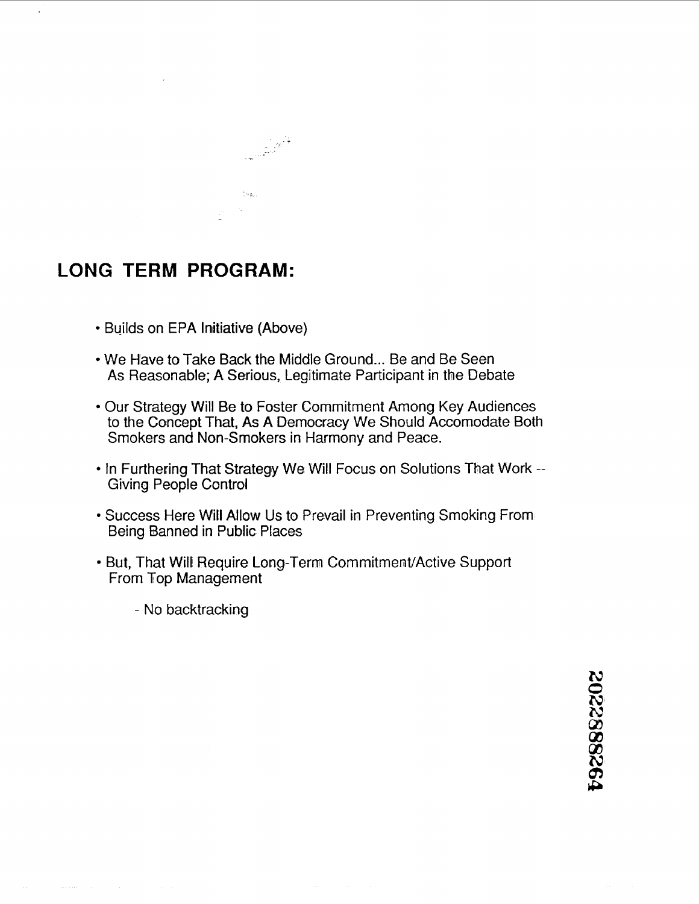## LONG TERM PROGRAM:

- Builds on EPA Initiative (Above)
- We Have to Take Back the Middle Ground... Be and Be Seen As Reasonable; A Serious, Legitimate Participant in the Debate
- Our Strategy Will Be to Foster Commitment Among Key Audiences to the Concept That, As A Democracy We Should Accomodate Both Smokers and Non-Smokers in Harmony and Peace.
- In Furthering That Strategy We Will Focus on Solutions That Work -- Giving People Control
- Success Here Will Allow Us to Prevail in Preventing Smoking From Being Banned in Public Places
- But, That Will Require Long-Term Commitment/Active Support From Top Management
  - No backtracking

2022882264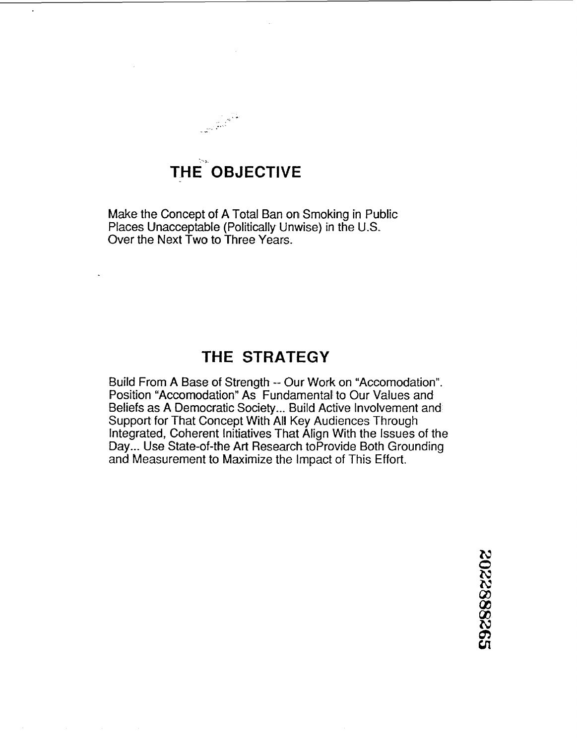## THE OBJECTIVE

Make the Concept of A Total Ban on Smoking in Public Places Unacceptable (Politically Unwise) in the U.S. Over the Next Two to Three Years.

## THE STRATEGY

Build From A Base of Strength -- Our Work on "Accomodation". Position "Accomodation" As Fundamental to Our Values and Beliefs as A Democratic Society... Build Active Involvement and Support for That Concept With All Key Audiences Through Integrated, Coherent Initiatives That Align With the Issues of the Day... Use State-of-the Art Research toProvide Both Grounding and Measurement to Maximize the Impact of This Effort.

2022882265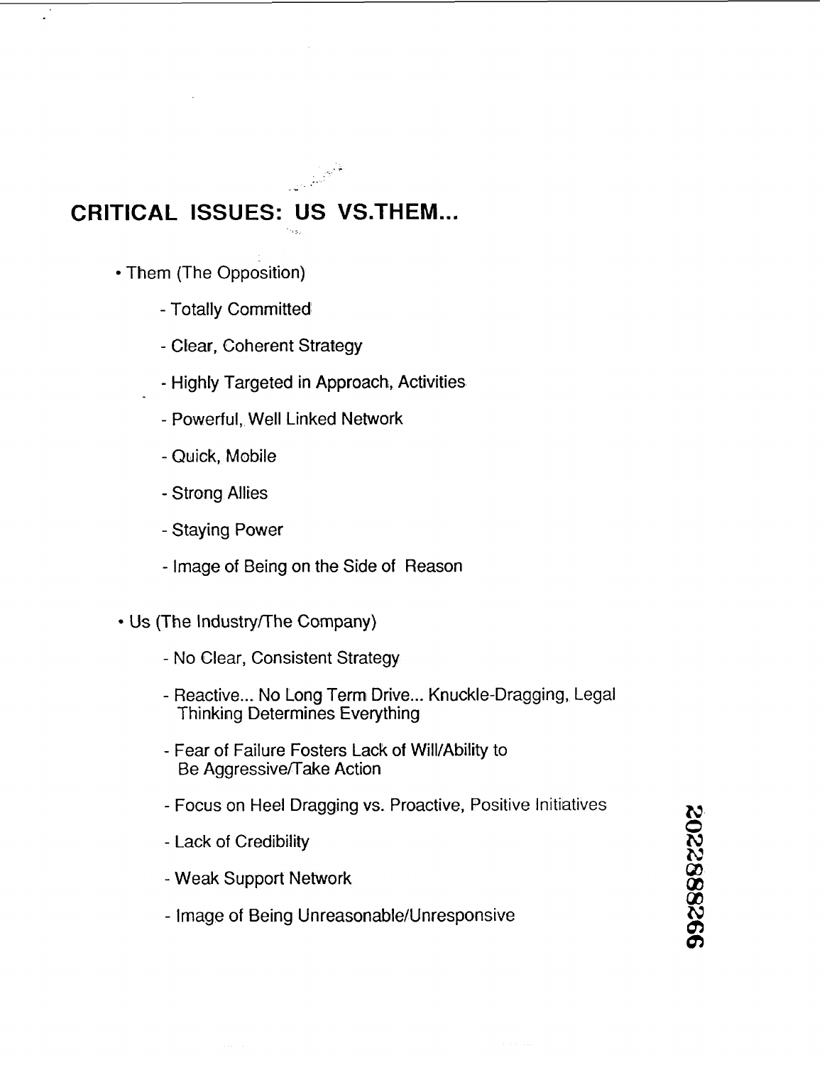# CRITICAL ISSUES: US VS.THEM...

- Them (The Opposition)
  - Totally Committed
  - Clear, Coherent Strategy
  - Highly Targeted in Approach, Activities
  - Powerful, Well Linked Network
  - Quick, Mobile
  - Strong Allies
  - Staying Power
  - Image of Being on the Side of Reason
- Us (The Industry/The Company)
  - No Clear, Consistent Strategy
  - Reactive... No Long Term Drive... Knuckle-Dragging, Legal Thinking Determines Everything
  - Fear of Failure Fosters Lack of Will/Ability to Be Aggressive/Take Action
  - Focus on Heel Dragging vs. Proactive, Positive Initiatives
  - Lack of Credibility
  - Weak Support Network
  - Image of Being Unreasonable/Unresponsive

2022882266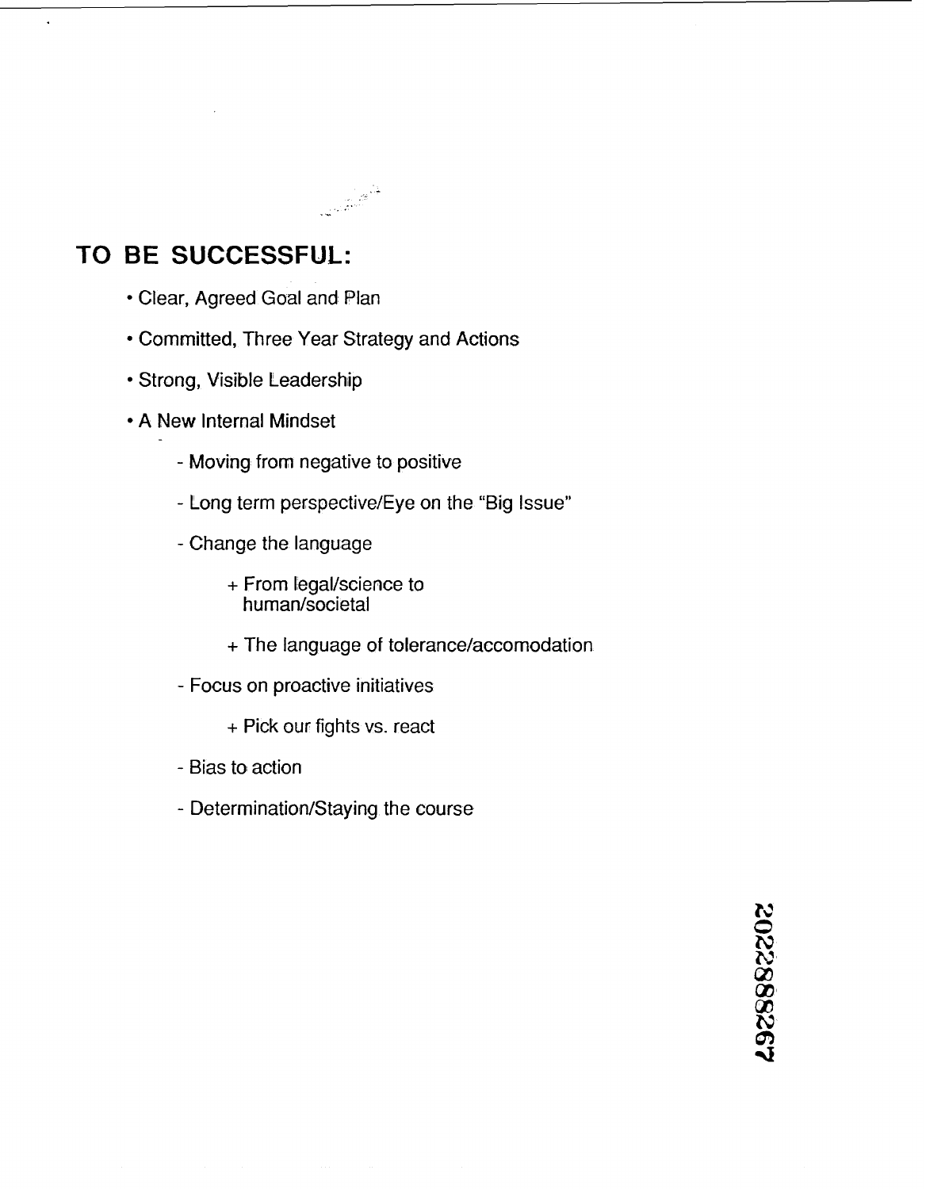## TO BE SUCCESSFUL:

- Clear, Agreed Goal and Plan
- Committed, Three Year Strategy and Actions
- Strong, Visible Leadership
- A New Internal Mindset
  - Moving from negative to positive
  - Long term perspective/Eye on the "Big Issue"
  - Change the language
    - + From legal/science to human/societal
    - + The language of tolerance/accomodation
  - Focus on proactive initiatives
    - + Pick our fights vs. react
  - Bias to action
  - Determination/Staying the course

2022882267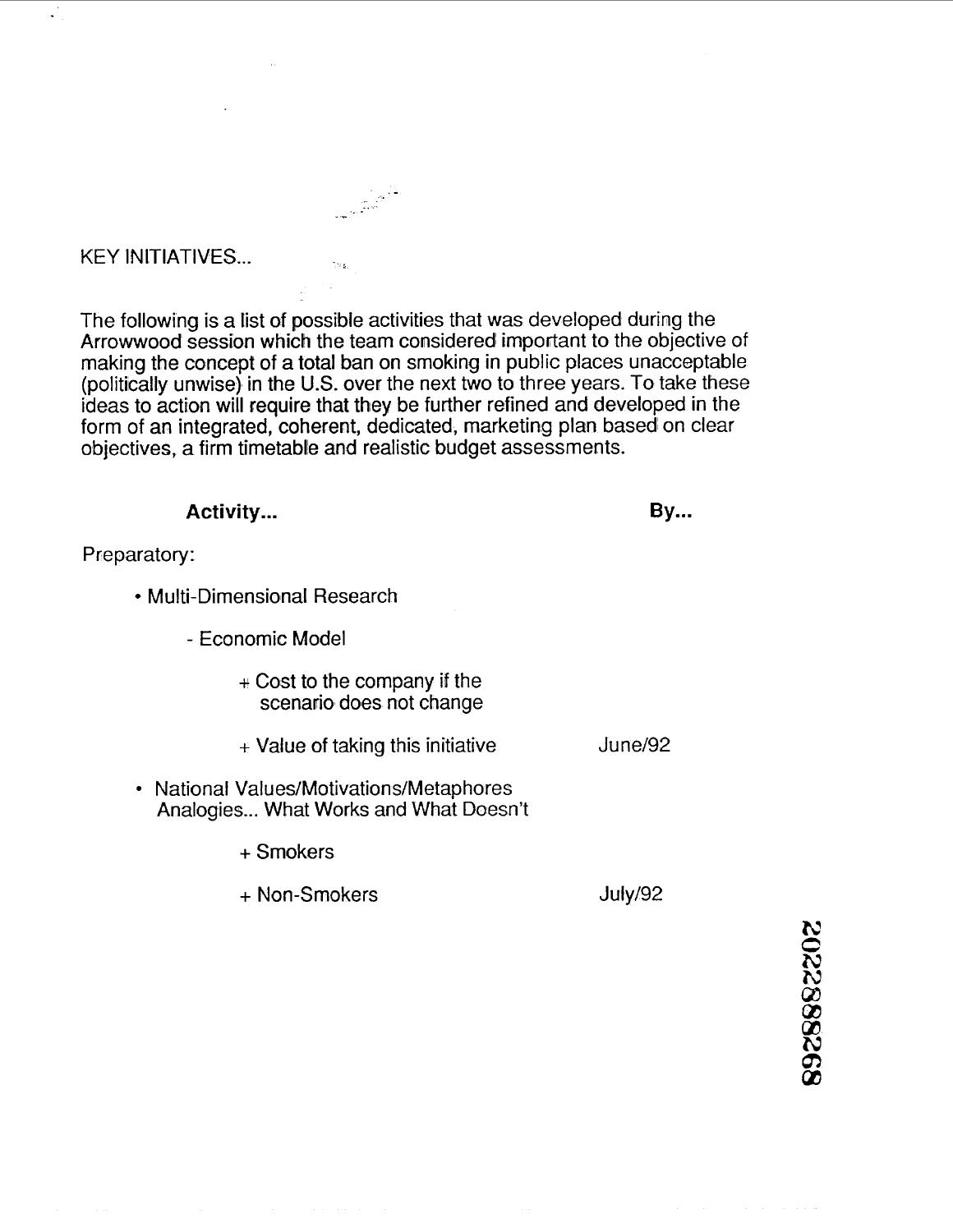KEY INITIATIVES...

The following is a list of possible activities that was developed during the Arrowwood session which the team considered important to the objective of making the concept of a total ban on smoking in public places unacceptable (politically unwise) in the U.S. over the next two to three years. To take these ideas to action will require that they be further refined and developed in the form of an integrated, coherent, dedicated, marketing plan based on clear objectives, a firm timetable and realistic budget assessments.

| Activity... | By... |
| --- | --- |
| Preparatory: | |
| • Multi-Dimensional Research | |
| - Economic Model | |
| + Cost to the company if the scenario does not change | |
| + Value of taking this initiative | June/92 |
| • National Values/Motivations/Metaphores Analogies... What Works and What Doesn't | |
| + Smokers | |
| + Non-Smokers | July/92 |

2022882268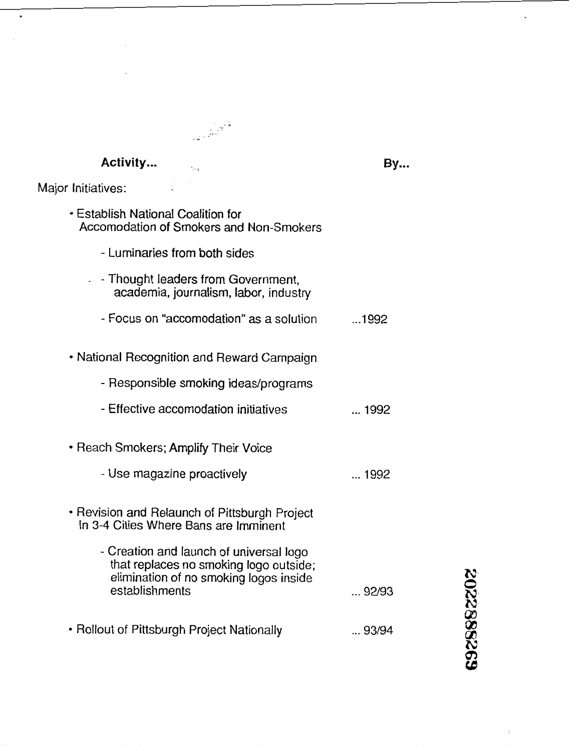| Activity... | By... |
|---|---|
| Major Initiatives: | |
| • Establish National Coalition for Accomodation of Smokers and Non-Smokers | |
| - Luminaries from both sides | |
| - Thought leaders from Government, academia, journalism, labor, industry | |
| - Focus on "accomodation" as a solution | ...1992 |
| • National Recognition and Reward Campaign | |
| - Responsible smoking ideas/programs | |
| - Effective accomodation initiatives | ... 1992 |
| • Reach Smokers; Amplify Their Voice | |
| - Use magazine proactively | ... 1992 |
| • Revision and Relaunch of Pittsburgh Project In 3-4 Cities Where Bans are Imminent | |
| - Creation and launch of universal logo that replaces no smoking logo outside; elimination of no smoking logos inside establishments | ... 92/93 |
| • Rollout of Pittsburgh Project Nationally | ... 93/94 |

2022882269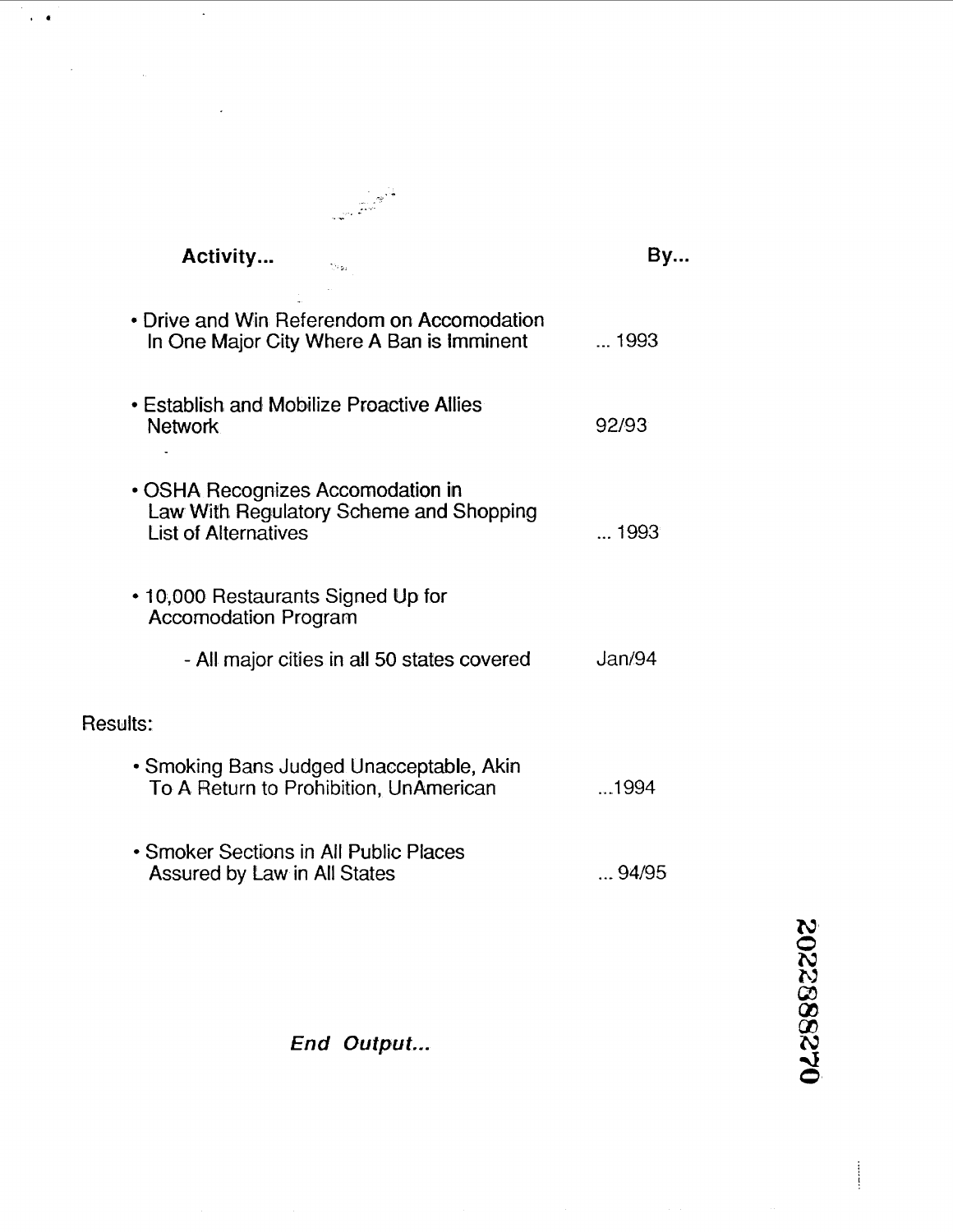| Activity... | By... |
|---|---|
| • Drive and Win Referendom on Accomodation In One Major City Where A Ban is Imminent | ... 1993 |
| • Establish and Mobilize Proactive Allies Network | 92/93 |
| • OSHA Recognizes Accomodation in Law With Regulatory Scheme and Shopping List of Alternatives | ... 1993 |
| • 10,000 Restaurants Signed Up for Accomodation Program | |
| - All major cities in all 50 states covered | Jan/94 |

Results:

| | |
|---|---|
| • Smoking Bans Judged Unacceptable, Akin To A Return to Prohibition, UnAmerican | ...1994 |
| • Smoker Sections in All Public Places Assured by Law in All States | ... 94/95 |

*End Output...*

2022882270